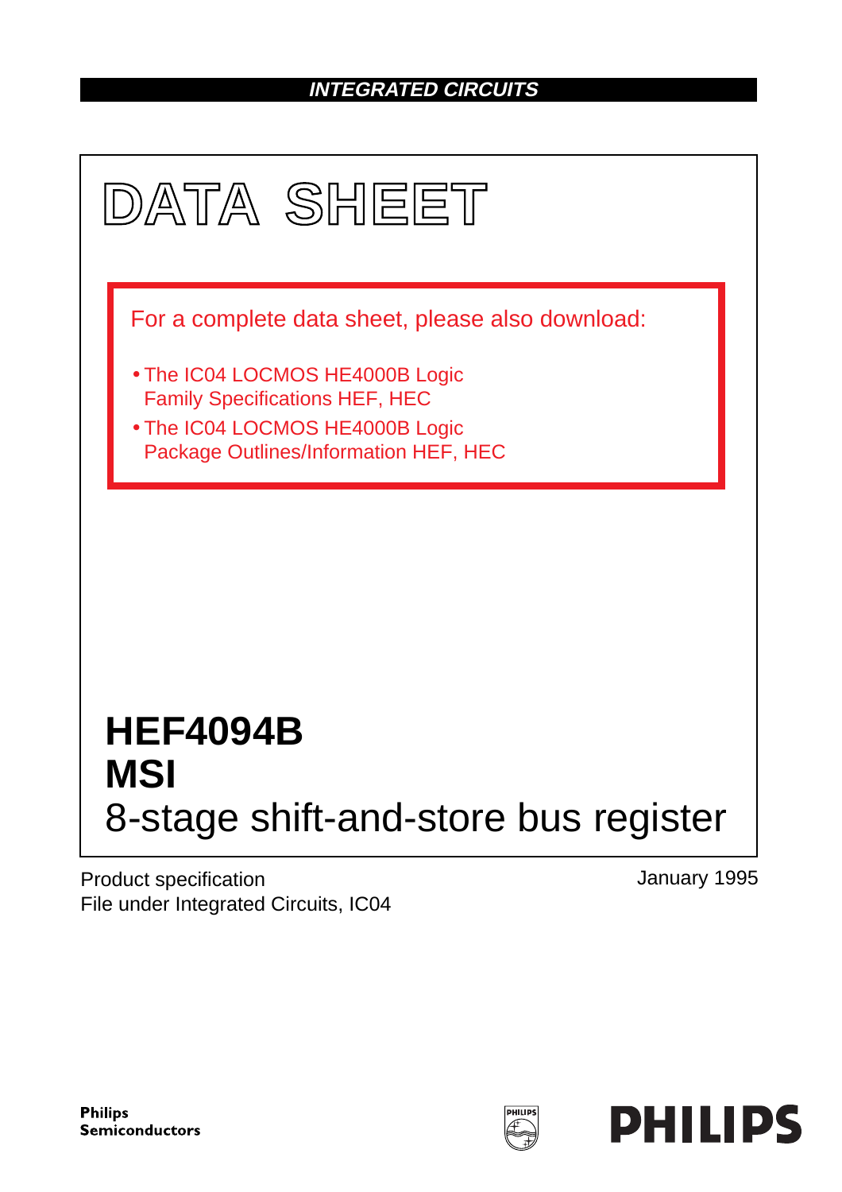INTEGRATED CIRCUITS

# DATA SHEET

For a complete data sheet, please also download:

- The IC04 LOCMOS HE4000B Logic Family Specifications HEF, HEC
- The IC04 LOCMOS HE4000B Logic Package Outlines/Information HEF, HEC

# HEF4094B
# MSI
## 8-stage shift-and-store bus register

Product specification
File under Integrated Circuits, IC04

January 1995

Philips Semiconductors

PHILIPS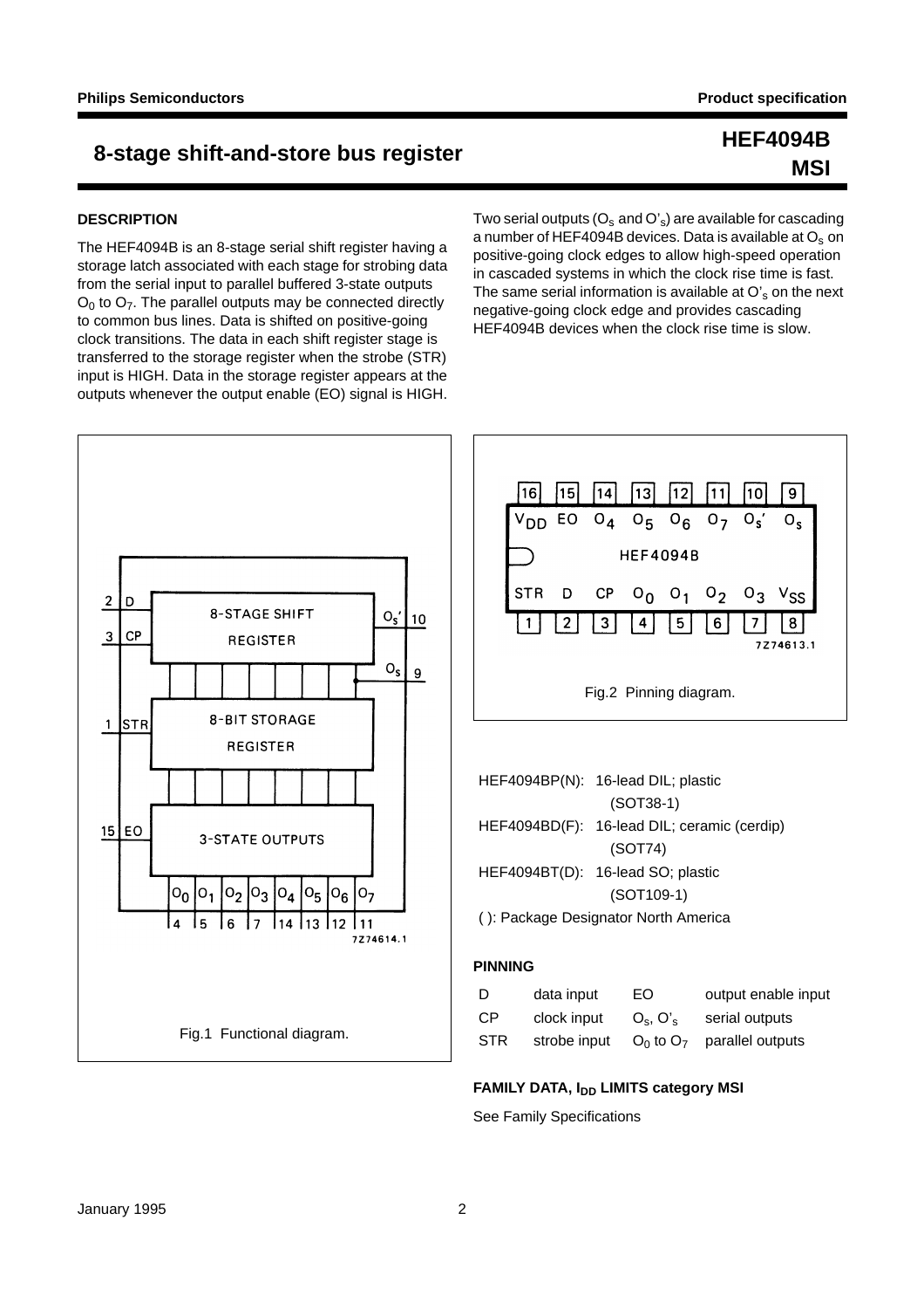# 8-stage shift-and-store bus register

**HEF4094B**
**MSI**

## DESCRIPTION

The HEF4094B is an 8-stage serial shift register having a storage latch associated with each stage for strobing data from the serial input to parallel buffered 3-state outputs $O_0$ to $O_7$. The parallel outputs may be connected directly to common bus lines. Data is shifted on positive-going clock transitions. The data in each shift register stage is transferred to the storage register when the strobe (STR) input is HIGH. Data in the storage register appears at the outputs whenever the output enable (EO) signal is HIGH.

Two serial outputs ($O_s$ and $O'_s$) are available for cascading a number of HEF4094B devices. Data is available at $O_s$ on positive-going clock edges to allow high-speed operation in cascaded systems in which the clock rise time is fast. The same serial information is available at $O'_s$ on the next negative-going clock edge and provides cascading HEF4094B devices when the clock rise time is slow.

Fig.1 Functional diagram.

Fig.2 Pinning diagram.

HEF4094BP(N): 16-lead DIL; plastic (SOT38-1)

HEF4094BD(F): 16-lead DIL; ceramic (cerdip) (SOT74)

HEF4094BT(D): 16-lead SO; plastic (SOT109-1)

( ): Package Designator North America

## PINNING

| | | | |
|---|---|---|---|
| D | data input | EO | output enable input |
| CP | clock input | $O_s$, $O'_s$ | serial outputs |
| STR | strobe input | $O_0$ to $O_7$ | parallel outputs |

## FAMILY DATA, $I_{DD}$ LIMITS category MSI

See Family Specifications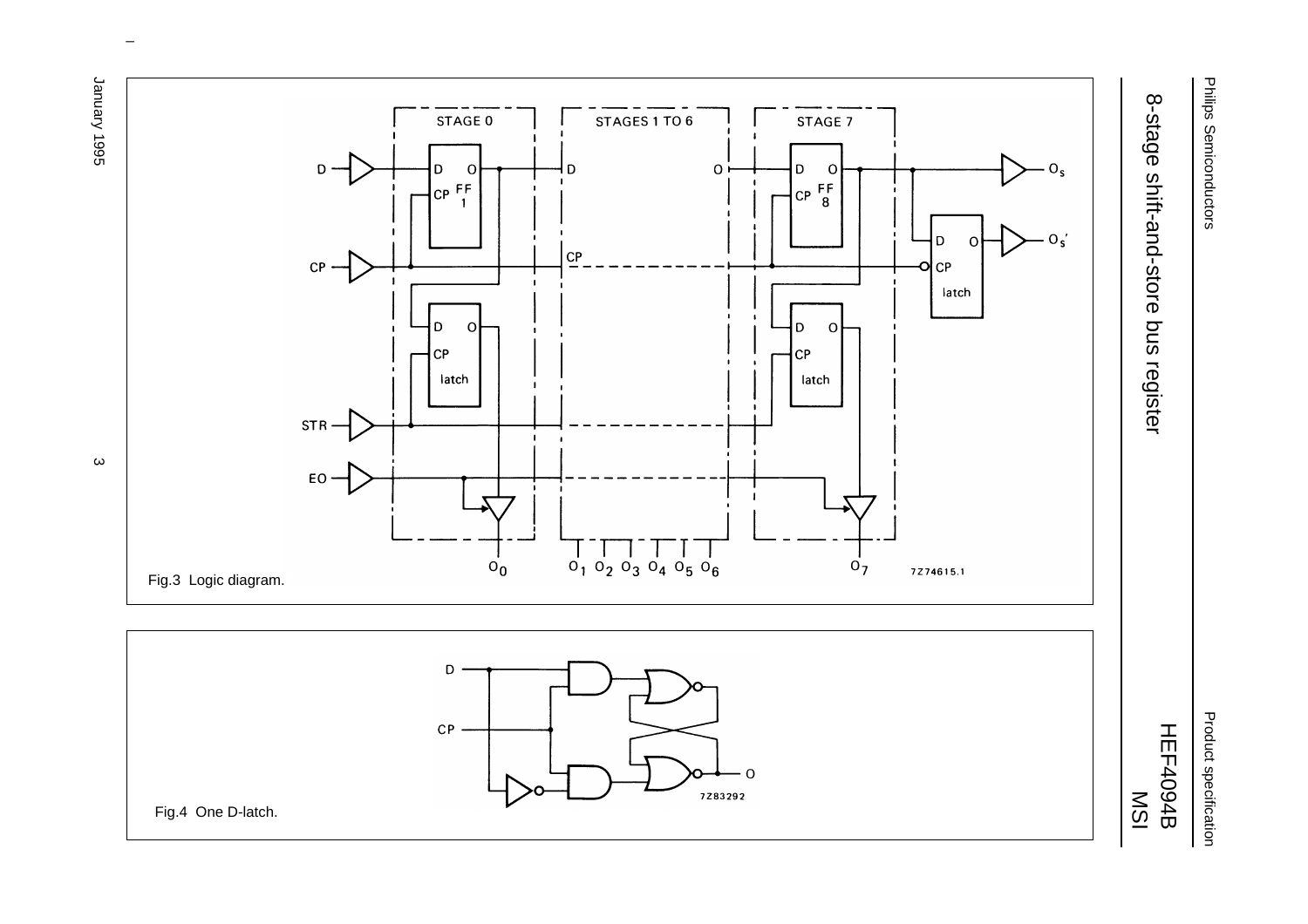Fig.3 Logic diagram.

Fig.4 One D-latch.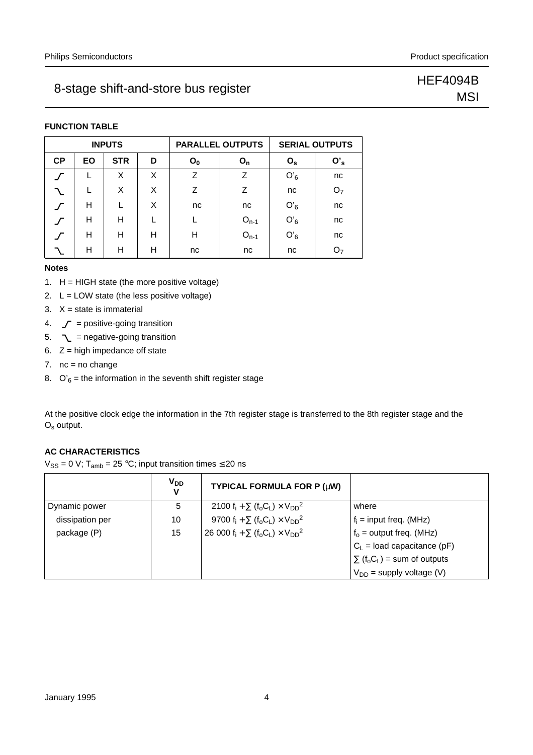## FUNCTION TABLE

| INPUTS | | | | PARALLEL OUTPUTS | | SERIAL OUTPUTS | |
|---|---|---|---|---|---|---|---|
| CP | EO | STR | D | $O_0$ | $O_n$ | $O_s$ | $O'_s$ |
| ⌠ (positive-going) | L | X | X | Z | Z | $O'_6$ | nc |
| ⌡ (negative-going) | L | X | X | Z | Z | nc | $O_7$ |
| ⌠ (positive-going) | H | L | X | nc | nc | $O'_6$ | nc |
| ⌠ (positive-going) | H | H | L | L | $O_{n-1}$ | $O'_6$ | nc |
| ⌠ (positive-going) | H | H | H | H | $O_{n-1}$ | $O'_6$ | nc |
| ⌡ (negative-going) | H | H | H | nc | nc | nc | $O_7$ |

### Notes

1. H = HIGH state (the more positive voltage)
2. L = LOW state (the less positive voltage)
3. X = state is immaterial
4. ⌠ = positive-going transition
5. ⌡ = negative-going transition
6. Z = high impedance off state
7. nc = no change
8. $O'_6$ = the information in the seventh shift register stage

At the positive clock edge the information in the 7th register stage is transferred to the 8th register stage and the $O_s$ output.

## AC CHARACTERISTICS

$V_{SS}$ = 0 V; $T_{amb}$ = 25 °C; input transition times ≤ 20 ns

| | $V_{DD}$ V | TYPICAL FORMULA FOR P (μW) | |
|---|---|---|---|
| Dynamic power | 5 | $2100\ f_i + \sum (f_o C_L) \times V_{DD}^2$ | where |
| dissipation per | 10 | $9700\ f_i + \sum (f_o C_L) \times V_{DD}^2$ | $f_i$ = input freq. (MHz) |
| package (P) | 15 | $26\,000\ f_i + \sum (f_o C_L) \times V_{DD}^2$ | $f_o$ = output freq. (MHz) |
| | | | $C_L$ = load capacitance (pF) |
| | | | $\sum (f_o C_L)$ = sum of outputs |
| | | | $V_{DD}$ = supply voltage (V) |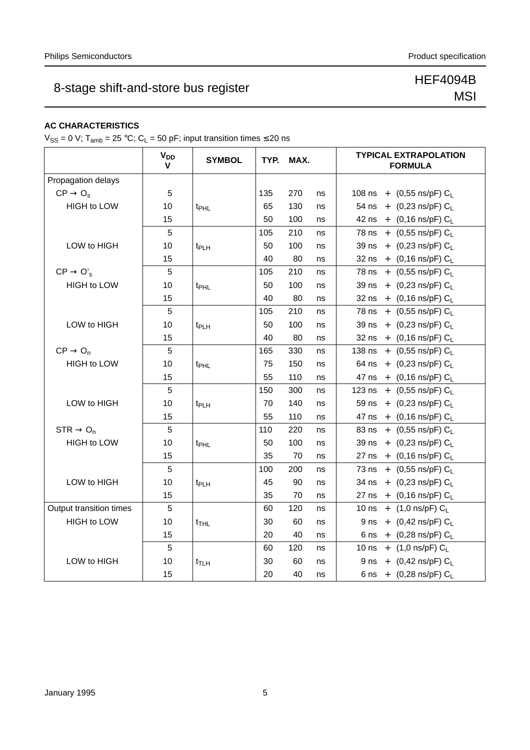## AC CHARACTERISTICS

$V_{SS}$ = 0 V; $T_{amb}$ = 25 °C; $C_L$ = 50 pF; input transition times ≤ 20 ns

| | $V_{DD}$ V | SYMBOL | TYP. | MAX. | | TYPICAL EXTRAPOLATION FORMULA |
|---|---|---|---|---|---|---|
| Propagation delays | | | | | | |
| CP → $O_s$ | 5 | | 135 | 270 | ns | 108 ns + (0,55 ns/pF) $C_L$ |
| HIGH to LOW | 10 | $t_{PHL}$ | 65 | 130 | ns | 54 ns + (0,23 ns/pF) $C_L$ |
| | 15 | | 50 | 100 | ns | 42 ns + (0,16 ns/pF) $C_L$ |
| | 5 | | 105 | 210 | ns | 78 ns + (0,55 ns/pF) $C_L$ |
| LOW to HIGH | 10 | $t_{PLH}$ | 50 | 100 | ns | 39 ns + (0,23 ns/pF) $C_L$ |
| | 15 | | 40 | 80 | ns | 32 ns + (0,16 ns/pF) $C_L$ |
| CP → $O'_s$ | 5 | | 105 | 210 | ns | 78 ns + (0,55 ns/pF) $C_L$ |
| HIGH to LOW | 10 | $t_{PHL}$ | 50 | 100 | ns | 39 ns + (0,23 ns/pF) $C_L$ |
| | 15 | | 40 | 80 | ns | 32 ns + (0,16 ns/pF) $C_L$ |
| | 5 | | 105 | 210 | ns | 78 ns + (0,55 ns/pF) $C_L$ |
| LOW to HIGH | 10 | $t_{PLH}$ | 50 | 100 | ns | 39 ns + (0,23 ns/pF) $C_L$ |
| | 15 | | 40 | 80 | ns | 32 ns + (0,16 ns/pF) $C_L$ |
| CP → $O_n$ | 5 | | 165 | 330 | ns | 138 ns + (0,55 ns/pF) $C_L$ |
| HIGH to LOW | 10 | $t_{PHL}$ | 75 | 150 | ns | 64 ns + (0,23 ns/pF) $C_L$ |
| | 15 | | 55 | 110 | ns | 47 ns + (0,16 ns/pF) $C_L$ |
| | 5 | | 150 | 300 | ns | 123 ns + (0,55 ns/pF) $C_L$ |
| LOW to HIGH | 10 | $t_{PLH}$ | 70 | 140 | ns | 59 ns + (0,23 ns/pF) $C_L$ |
| | 15 | | 55 | 110 | ns | 47 ns + (0,16 ns/pF) $C_L$ |
| STR → $O_n$ | 5 | | 110 | 220 | ns | 83 ns + (0,55 ns/pF) $C_L$ |
| HIGH to LOW | 10 | $t_{PHL}$ | 50 | 100 | ns | 39 ns + (0,23 ns/pF) $C_L$ |
| | 15 | | 35 | 70 | ns | 27 ns + (0,16 ns/pF) $C_L$ |
| | 5 | | 100 | 200 | ns | 73 ns + (0,55 ns/pF) $C_L$ |
| LOW to HIGH | 10 | $t_{PLH}$ | 45 | 90 | ns | 34 ns + (0,23 ns/pF) $C_L$ |
| | 15 | | 35 | 70 | ns | 27 ns + (0,16 ns/pF) $C_L$ |
| Output transition times | 5 | | 60 | 120 | ns | 10 ns + (1,0 ns/pF) $C_L$ |
| HIGH to LOW | 10 | $t_{THL}$ | 30 | 60 | ns | 9 ns + (0,42 ns/pF) $C_L$ |
| | 15 | | 20 | 40 | ns | 6 ns + (0,28 ns/pF) $C_L$ |
| | 5 | | 60 | 120 | ns | 10 ns + (1,0 ns/pF) $C_L$ |
| LOW to HIGH | 10 | $t_{TLH}$ | 30 | 60 | ns | 9 ns + (0,42 ns/pF) $C_L$ |
| | 15 | | 20 | 40 | ns | 6 ns + (0,28 ns/pF) $C_L$ |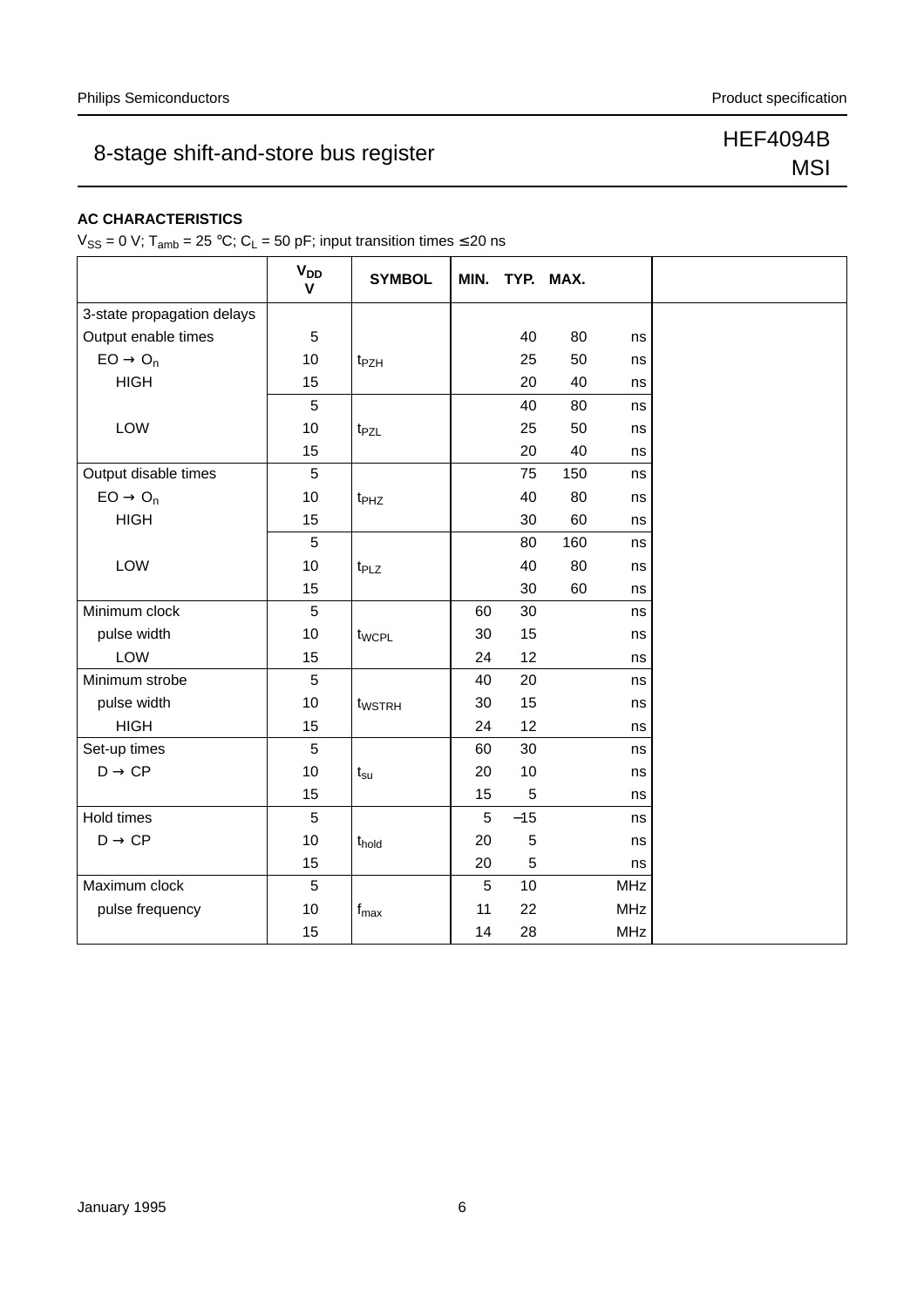## AC CHARACTERISTICS

$V_{SS}$ = 0 V; $T_{amb}$ = 25 °C; $C_L$ = 50 pF; input transition times ≤ 20 ns

| | $V_{DD}$ V | SYMBOL | MIN. | TYP. | MAX. | | |
|---|---|---|---|---|---|---|---|
| 3-state propagation delays | | | | | | | |
| Output enable times | 5 | | | 40 | 80 | ns | |
| EO → $O_n$ | 10 | $t_{PZH}$ | | 25 | 50 | ns | |
| HIGH | 15 | | | 20 | 40 | ns | |
| | 5 | | | 40 | 80 | ns | |
| LOW | 10 | $t_{PZL}$ | | 25 | 50 | ns | |
| | 15 | | | 20 | 40 | ns | |
| Output disable times | 5 | | | 75 | 150 | ns | |
| EO → $O_n$ | 10 | $t_{PHZ}$ | | 40 | 80 | ns | |
| HIGH | 15 | | | 30 | 60 | ns | |
| | 5 | | | 80 | 160 | ns | |
| LOW | 10 | $t_{PLZ}$ | | 40 | 80 | ns | |
| | 15 | | | 30 | 60 | ns | |
| Minimum clock | 5 | | 60 | 30 | | ns | |
| pulse width | 10 | $t_{WCPL}$ | 30 | 15 | | ns | |
| LOW | 15 | | 24 | 12 | | ns | |
| Minimum strobe | 5 | | 40 | 20 | | ns | |
| pulse width | 10 | $t_{WSTRH}$ | 30 | 15 | | ns | |
| HIGH | 15 | | 24 | 12 | | ns | |
| Set-up times | 5 | | 60 | 30 | | ns | |
| D → CP | 10 | $t_{su}$ | 20 | 10 | | ns | |
| | 15 | | 15 | 5 | | ns | |
| Hold times | 5 | | 5 | −15 | | ns | |
| D → CP | 10 | $t_{hold}$ | 20 | 5 | | ns | |
| | 15 | | 20 | 5 | | ns | |
| Maximum clock | 5 | | 5 | 10 | | MHz | |
| pulse frequency | 10 | $f_{max}$ | 11 | 22 | | MHz | |
| | 15 | | 14 | 28 | | MHz | |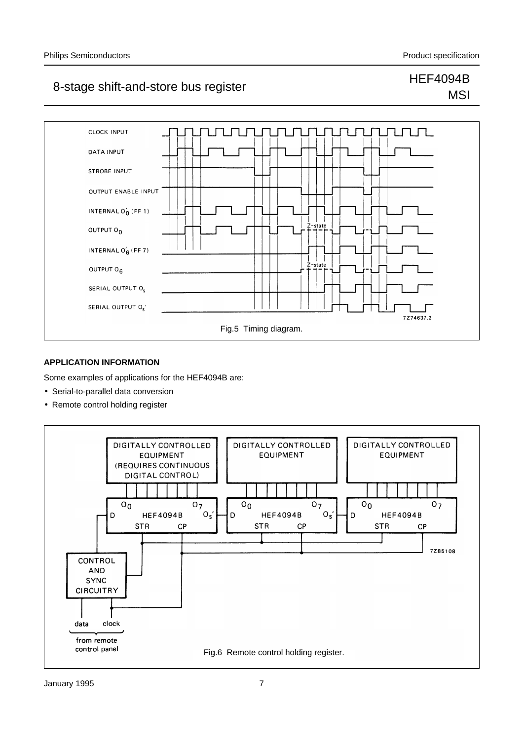CLOCK INPUT
DATA INPUT
STROBE INPUT
OUTPUT ENABLE INPUT
INTERNAL $O_0'$ (FF 1)
OUTPUT $O_0$
Z-state
INTERNAL $O_6'$ (FF 7)
OUTPUT $O_6$
Z-state
SERIAL OUTPUT $O_s$
SERIAL OUTPUT $O_s'$
7Z74637.2

Fig.5 Timing diagram.

## APPLICATION INFORMATION

Some examples of applications for the HEF4094B are:

- Serial-to-parallel data conversion
- Remote control holding register

DIGITALLY CONTROLLED EQUIPMENT (REQUIRES CONTINUOUS DIGITAL CONTROL)
DIGITALLY CONTROLLED EQUIPMENT
DIGITALLY CONTROLLED EQUIPMENT
$O_0$ $O_7$ D HEF4094B $O_s'$ STR CP
$O_0$ $O_7$ D HEF4094B $O_s'$ STR CP
$O_0$ $O_7$ D HEF4094B STR CP
7Z85108
CONTROL AND SYNC CIRCUITRY
data clock
from remote control panel

Fig.6 Remote control holding register.